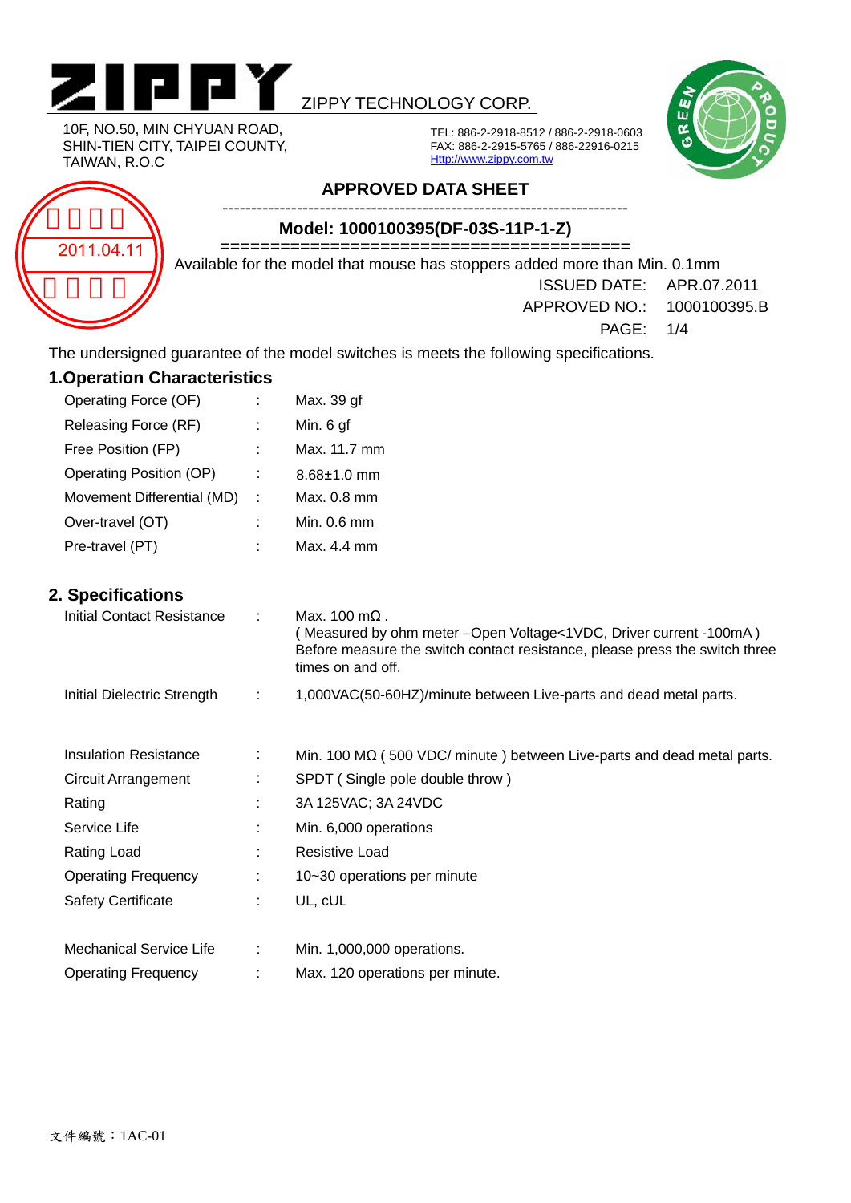# ZIPPY

ZIPPY TECHNOLOGY CORP.

10F, NO.50, MIN CHYUAN ROAD,
SHIN-TIEN CITY, TAIPEI COUNTY,
TAIWAN, R.O.C

TEL: 886-2-2918-8512 / 886-2-2918-0603
FAX: 886-2-2915-5765 / 886-22916-0215
Http://www.zippy.com.tw

2011.04.11

## APPROVED DATA SHEET

### Model: 1000100395(DF-03S-11P-1-Z)

Available for the model that mouse has stoppers added more than Min. 0.1mm

ISSUED DATE: APR.07.2011
APPROVED NO.: 1000100395.B
PAGE: 1/4

The undersigned guarantee of the model switches is meets the following specifications.

## 1.Operation Characteristics

| | | |
|---|---|---|
| Operating Force (OF) | : | Max. 39 gf |
| Releasing Force (RF) | : | Min. 6 gf |
| Free Position (FP) | : | Max. 11.7 mm |
| Operating Position (OP) | : | 8.68±1.0 mm |
| Movement Differential (MD) | : | Max. 0.8 mm |
| Over-travel (OT) | : | Min. 0.6 mm |
| Pre-travel (PT) | : | Max. 4.4 mm |

## 2. Specifications

| | | |
|---|---|---|
| Initial Contact Resistance | : | Max. 100 mΩ . ( Measured by ohm meter –Open Voltage<1VDC, Driver current -100mA ) Before measure the switch contact resistance, please press the switch three times on and off. |
| Initial Dielectric Strength | : | 1,000VAC(50-60HZ)/minute between Live-parts and dead metal parts. |
| Insulation Resistance | : | Min. 100 MΩ ( 500 VDC/ minute ) between Live-parts and dead metal parts. |
| Circuit Arrangement | : | SPDT ( Single pole double throw ) |
| Rating | : | 3A 125VAC; 3A 24VDC |
| Service Life | : | Min. 6,000 operations |
| Rating Load | : | Resistive Load |
| Operating Frequency | : | 10~30 operations per minute |
| Safety Certificate | : | UL, cUL |
| Mechanical Service Life | : | Min. 1,000,000 operations. |
| Operating Frequency | : | Max. 120 operations per minute. |

文件編號：1AC-01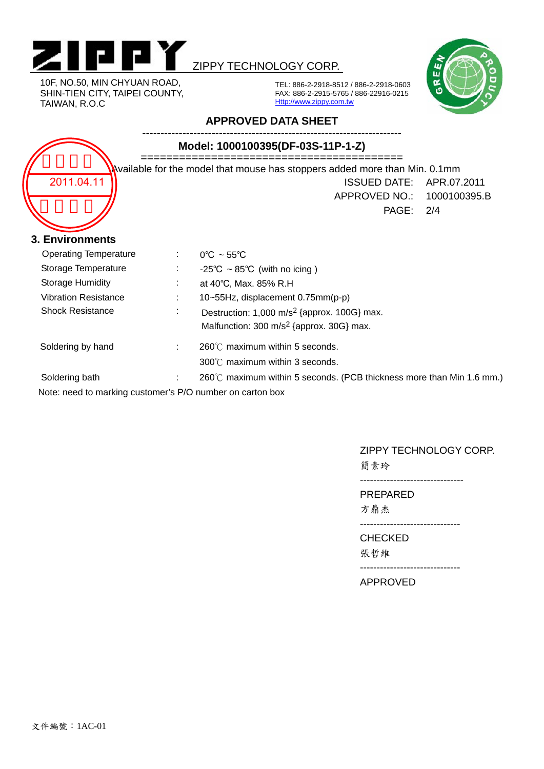ZIPPY TECHNOLOGY CORP.

10F, NO.50, MIN CHYUAN ROAD,
SHIN-TIEN CITY, TAIPEI COUNTY,
TAIWAN, R.O.C

TEL: 886-2-2918-8512 / 886-2-2918-0603
FAX: 886-2-2915-5765 / 886-22916-0215
Http://www.zippy.com.tw

## APPROVED DATA SHEET

### Model: 1000100395(DF-03S-11P-1-Z)

2011.04.11

Available for the model that mouse has stoppers added more than Min. 0.1mm

ISSUED DATE: APR.07.2011
APPROVED NO.: 1000100395.B
PAGE: 2/4

## 3. Environments

| | | |
|---|---|---|
| Operating Temperature | : | 0℃ ~ 55℃ |
| Storage Temperature | : | -25℃ ~ 85℃ (with no icing ) |
| Storage Humidity | : | at 40℃, Max. 85% R.H |
| Vibration Resistance | : | 10~55Hz, displacement 0.75mm(p-p) |
| Shock Resistance | : | Destruction: 1,000 $m/s^2$ {approx. 100G} max.<br>Malfunction: 300 $m/s^2$ {approx. 30G} max. |
| Soldering by hand | : | 260℃ maximum within 5 seconds.<br>300℃ maximum within 3 seconds. |
| Soldering bath | : | 260℃ maximum within 5 seconds. (PCB thickness more than Min 1.6 mm.) |

Note: need to marking customer's P/O number on carton box

ZIPPY TECHNOLOGY CORP.

簡素玲

-------------------------------

PREPARED

方鼎杰

------------------------------

CHECKED

張哲維

------------------------------

APPROVED

文件編號：1AC-01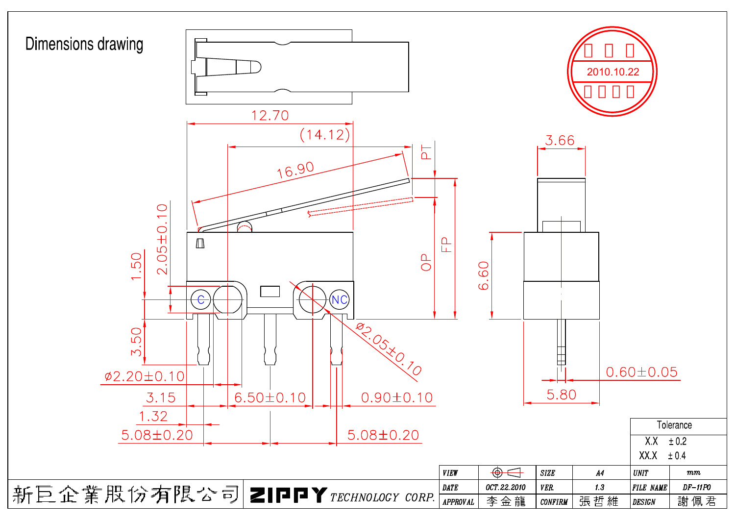# Dimensions drawing

12.70

(14.12)

16.90

PT

FP

OP

2.05±0.10

1.50

3.50

C

NC

ø2.05±0.10

ø2.20±0.10

3.15

6.50±0.10

0.90±0.10

1.32

5.08±0.20

5.08±0.20

3.66

6.60

0.60±0.05

5.80

| Tolerance | |
|---|---|
| X.X | ± 0.2 |
| XX.X | ± 0.4 |

| 新巨企業股份有限公司 | ZIPPY TECHNOLOGY CORP. | VIEW | | SIZE | A4 | UNIT | mm |
|---|---|---|---|---|---|---|---|
| | | DATE | OCT.22.2010 | VER. | 1.3 | FILE NAME | DF-11P0 |
| | | APPROVAL | 李金龍 | CONFIRM | 張哲維 | DESIGN | 謝佩君 |

2010.10.22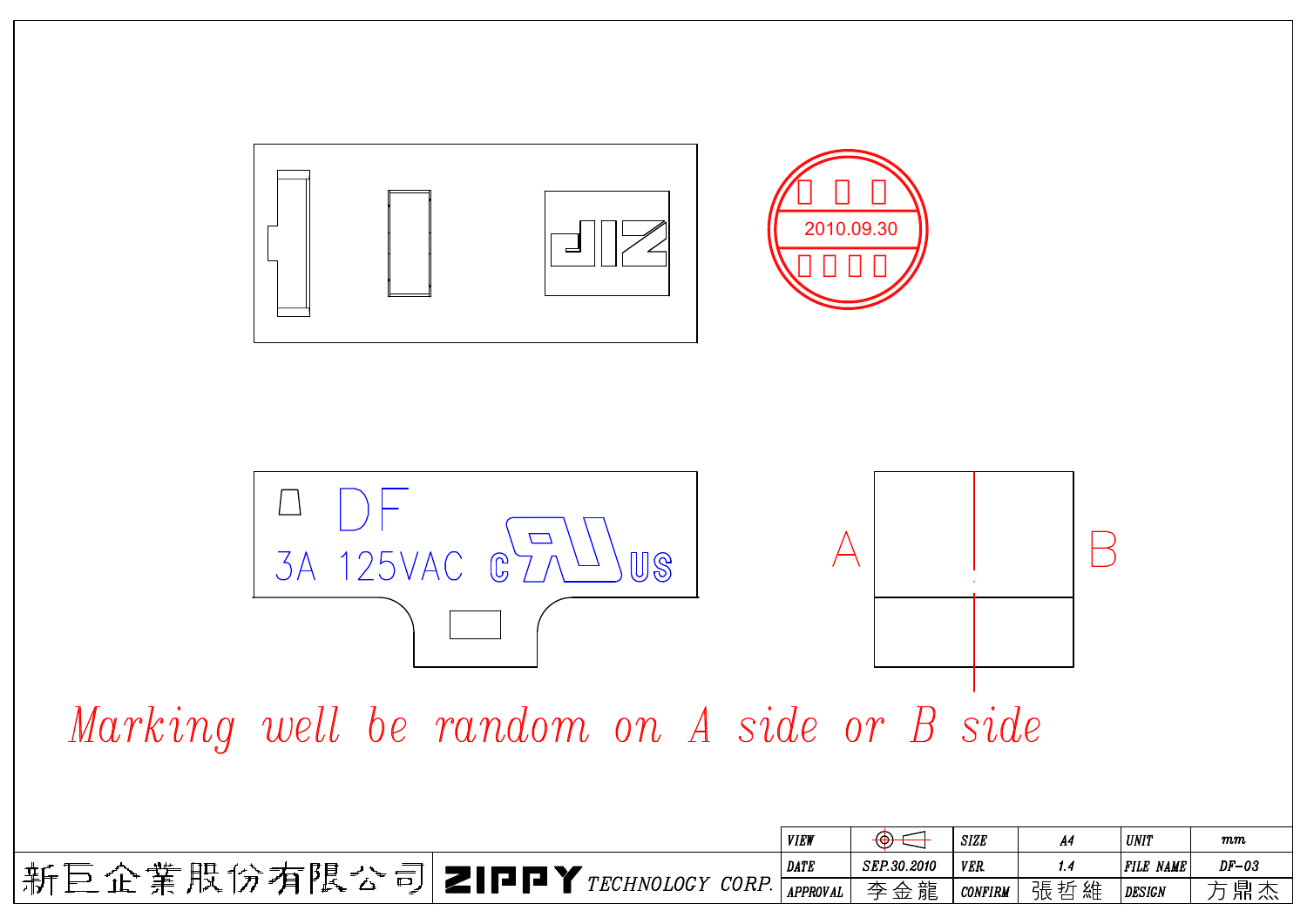DF

3A 125VAC

c US

A

B

2010.09.30

Marking well be random on A side or B side

| | | | | | |
|---|---|---|---|---|---|
| VIEW | | SIZE | A4 | UNIT | mm |
| DATE | SEP.30.2010 | VER. | 1.4 | FILE NAME | DF-03 |
| APPROVAL | 李金龍 | CONFIRM | 張哲維 | DESIGN | 方鼎杰 |

新巨企業股份有限公司 ZIPPY TECHNOLOGY CORP.